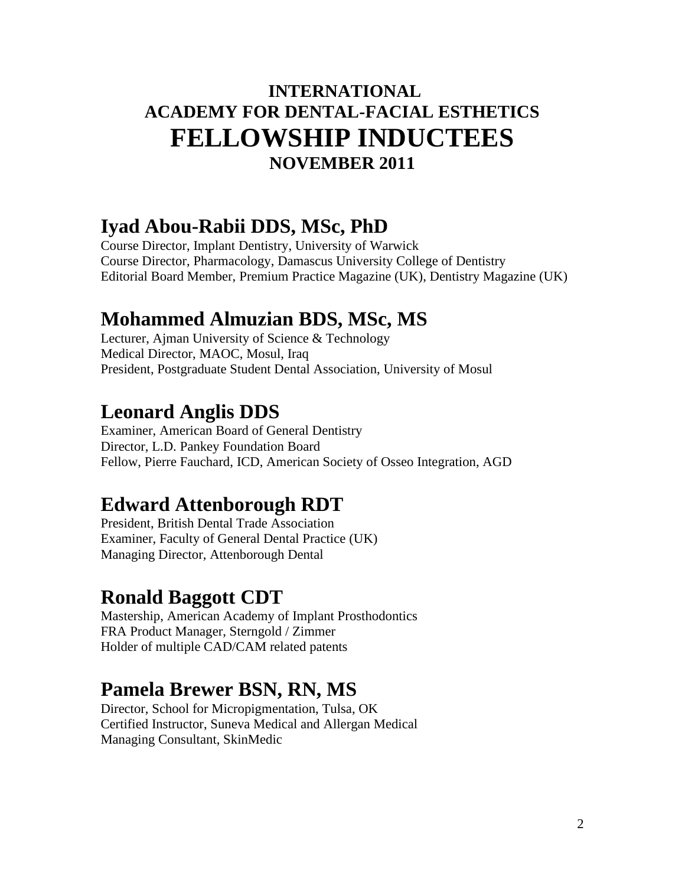# INTERNATIONAL ACADEMY FOR DENTAL-FACIAL ESTHETICS

# FELLOWSHIP INDUCTEES

## NOVEMBER 2011

## Iyad Abou-Rabii DDS, MSc, PhD

Course Director, Implant Dentistry, University of Warwick
Course Director, Pharmacology, Damascus University College of Dentistry
Editorial Board Member, Premium Practice Magazine (UK), Dentistry Magazine (UK)

## Mohammed Almuzian BDS, MSc, MS

Lecturer, Ajman University of Science & Technology
Medical Director, MAOC, Mosul, Iraq
President, Postgraduate Student Dental Association, University of Mosul

## Leonard Anglis DDS

Examiner, American Board of General Dentistry
Director, L.D. Pankey Foundation Board
Fellow, Pierre Fauchard, ICD, American Society of Osseo Integration, AGD

## Edward Attenborough RDT

President, British Dental Trade Association
Examiner, Faculty of General Dental Practice (UK)
Managing Director, Attenborough Dental

## Ronald Baggott CDT

Mastership, American Academy of Implant Prosthodontics
FRA Product Manager, Sterngold / Zimmer
Holder of multiple CAD/CAM related patents

## Pamela Brewer BSN, RN, MS

Director, School for Micropigmentation, Tulsa, OK
Certified Instructor, Suneva Medical and Allergan Medical
Managing Consultant, SkinMedic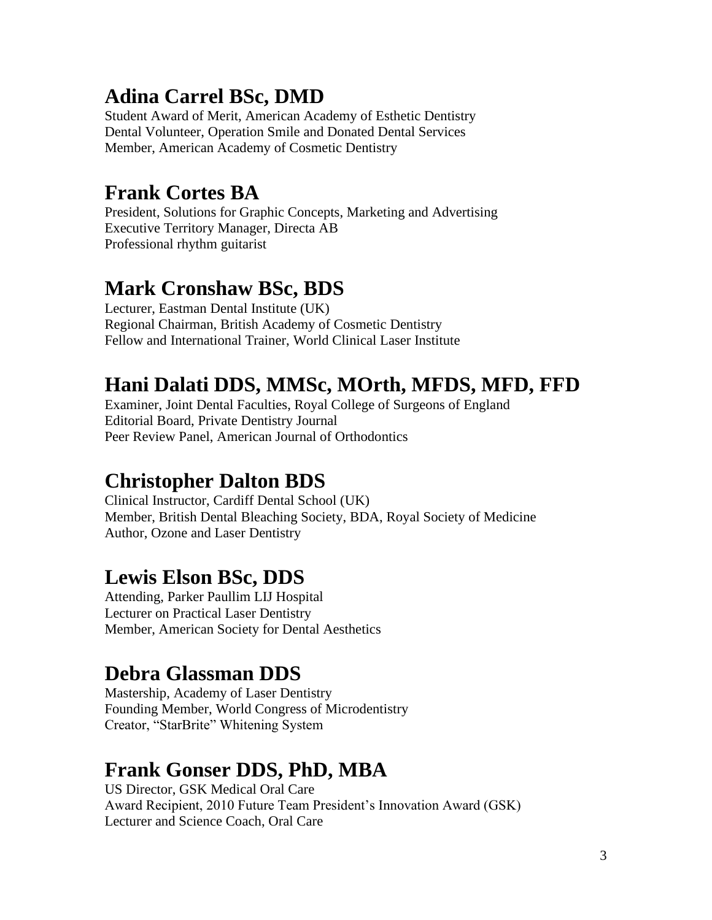## Adina Carrel BSc, DMD

Student Award of Merit, American Academy of Esthetic Dentistry
Dental Volunteer, Operation Smile and Donated Dental Services
Member, American Academy of Cosmetic Dentistry

## Frank Cortes BA

President, Solutions for Graphic Concepts, Marketing and Advertising
Executive Territory Manager, Directa AB
Professional rhythm guitarist

## Mark Cronshaw BSc, BDS

Lecturer, Eastman Dental Institute (UK)
Regional Chairman, British Academy of Cosmetic Dentistry
Fellow and International Trainer, World Clinical Laser Institute

## Hani Dalati DDS, MMSc, MOrth, MFDS, MFD, FFD

Examiner, Joint Dental Faculties, Royal College of Surgeons of England
Editorial Board, Private Dentistry Journal
Peer Review Panel, American Journal of Orthodontics

## Christopher Dalton BDS

Clinical Instructor, Cardiff Dental School (UK)
Member, British Dental Bleaching Society, BDA, Royal Society of Medicine
Author, Ozone and Laser Dentistry

## Lewis Elson BSc, DDS

Attending, Parker Paullim LIJ Hospital
Lecturer on Practical Laser Dentistry
Member, American Society for Dental Aesthetics

## Debra Glassman DDS

Mastership, Academy of Laser Dentistry
Founding Member, World Congress of Microdentistry
Creator, "StarBrite" Whitening System

## Frank Gonser DDS, PhD, MBA

US Director, GSK Medical Oral Care
Award Recipient, 2010 Future Team President's Innovation Award (GSK)
Lecturer and Science Coach, Oral Care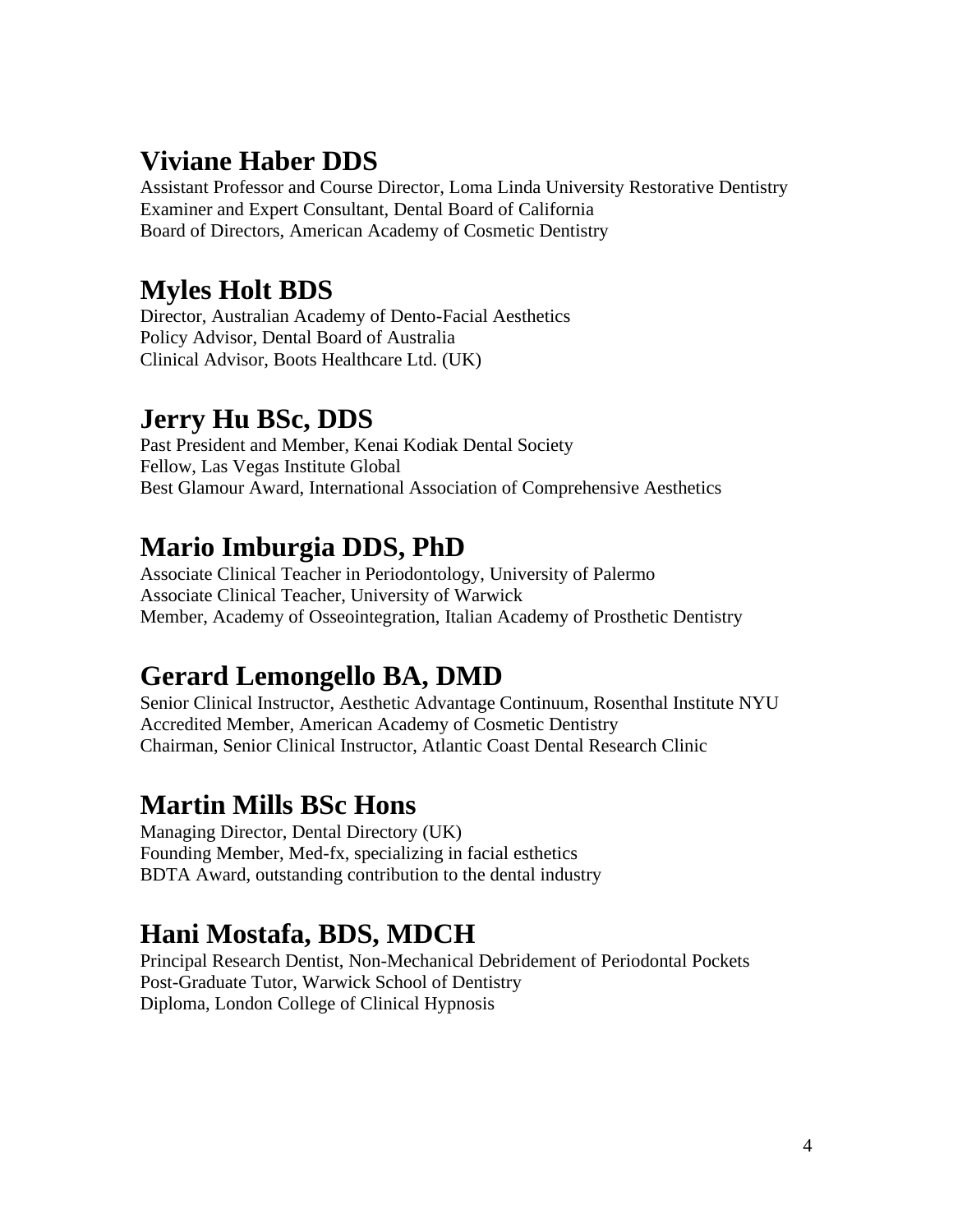## Viviane Haber DDS

Assistant Professor and Course Director, Loma Linda University Restorative Dentistry
Examiner and Expert Consultant, Dental Board of California
Board of Directors, American Academy of Cosmetic Dentistry

## Myles Holt BDS

Director, Australian Academy of Dento-Facial Aesthetics
Policy Advisor, Dental Board of Australia
Clinical Advisor, Boots Healthcare Ltd. (UK)

## Jerry Hu BSc, DDS

Past President and Member, Kenai Kodiak Dental Society
Fellow, Las Vegas Institute Global
Best Glamour Award, International Association of Comprehensive Aesthetics

## Mario Imburgia DDS, PhD

Associate Clinical Teacher in Periodontology, University of Palermo
Associate Clinical Teacher, University of Warwick
Member, Academy of Osseointegration, Italian Academy of Prosthetic Dentistry

## Gerard Lemongello BA, DMD

Senior Clinical Instructor, Aesthetic Advantage Continuum, Rosenthal Institute NYU
Accredited Member, American Academy of Cosmetic Dentistry
Chairman, Senior Clinical Instructor, Atlantic Coast Dental Research Clinic

## Martin Mills BSc Hons

Managing Director, Dental Directory (UK)
Founding Member, Med-fx, specializing in facial esthetics
BDTA Award, outstanding contribution to the dental industry

## Hani Mostafa, BDS, MDCH

Principal Research Dentist, Non-Mechanical Debridement of Periodontal Pockets
Post-Graduate Tutor, Warwick School of Dentistry
Diploma, London College of Clinical Hypnosis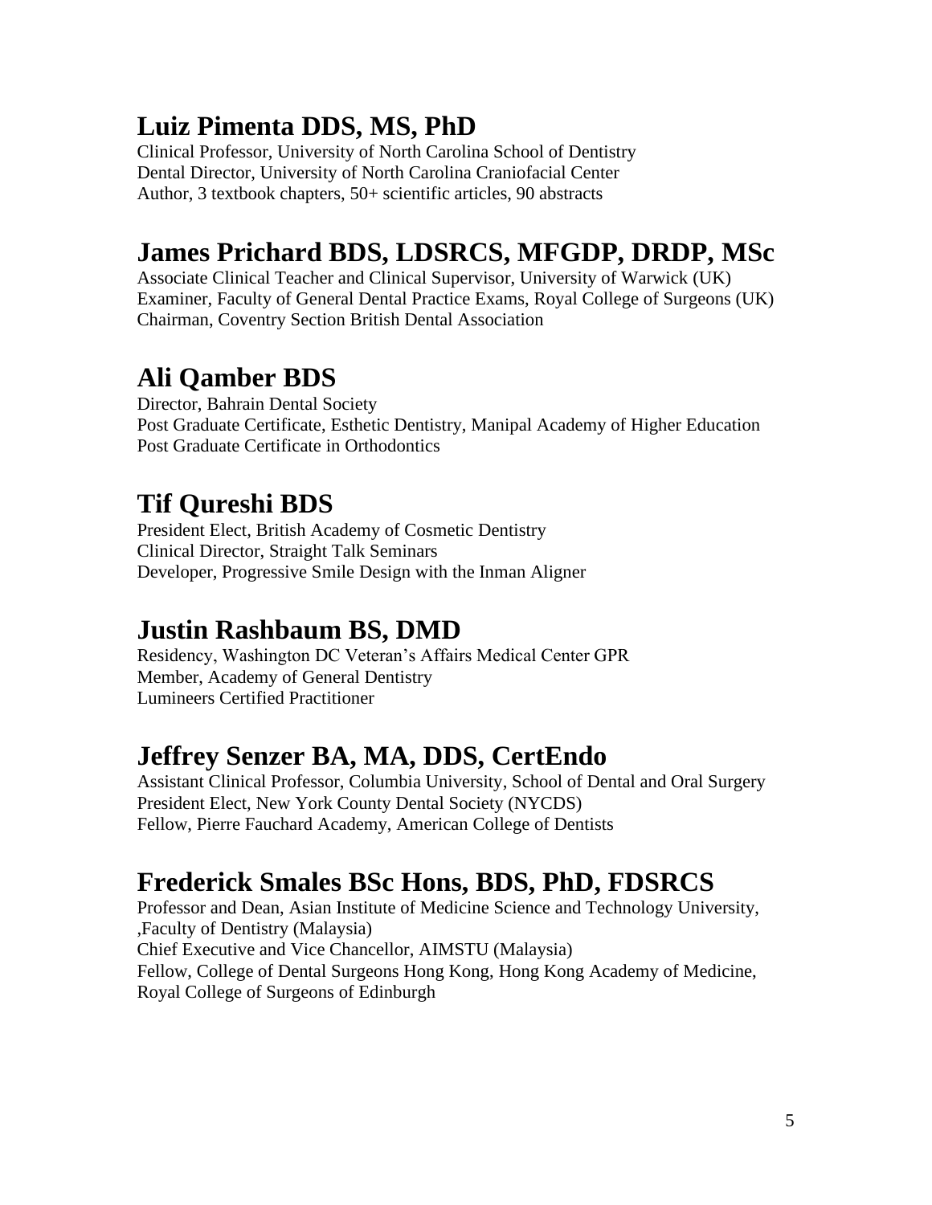## Luiz Pimenta DDS, MS, PhD

Clinical Professor, University of North Carolina School of Dentistry
Dental Director, University of North Carolina Craniofacial Center
Author, 3 textbook chapters, 50+ scientific articles, 90 abstracts

## James Prichard BDS, LDSRCS, MFGDP, DRDP, MSc

Associate Clinical Teacher and Clinical Supervisor, University of Warwick (UK)
Examiner, Faculty of General Dental Practice Exams, Royal College of Surgeons (UK)
Chairman, Coventry Section British Dental Association

## Ali Qamber BDS

Director, Bahrain Dental Society
Post Graduate Certificate, Esthetic Dentistry, Manipal Academy of Higher Education
Post Graduate Certificate in Orthodontics

## Tif Qureshi BDS

President Elect, British Academy of Cosmetic Dentistry
Clinical Director, Straight Talk Seminars
Developer, Progressive Smile Design with the Inman Aligner

## Justin Rashbaum BS, DMD

Residency, Washington DC Veteran's Affairs Medical Center GPR
Member, Academy of General Dentistry
Lumineers Certified Practitioner

## Jeffrey Senzer BA, MA, DDS, CertEndo

Assistant Clinical Professor, Columbia University, School of Dental and Oral Surgery
President Elect, New York County Dental Society (NYCDS)
Fellow, Pierre Fauchard Academy, American College of Dentists

## Frederick Smales BSc Hons, BDS, PhD, FDSRCS

Professor and Dean, Asian Institute of Medicine Science and Technology University, ,Faculty of Dentistry (Malaysia)
Chief Executive and Vice Chancellor, AIMSTU (Malaysia)
Fellow, College of Dental Surgeons Hong Kong, Hong Kong Academy of Medicine, Royal College of Surgeons of Edinburgh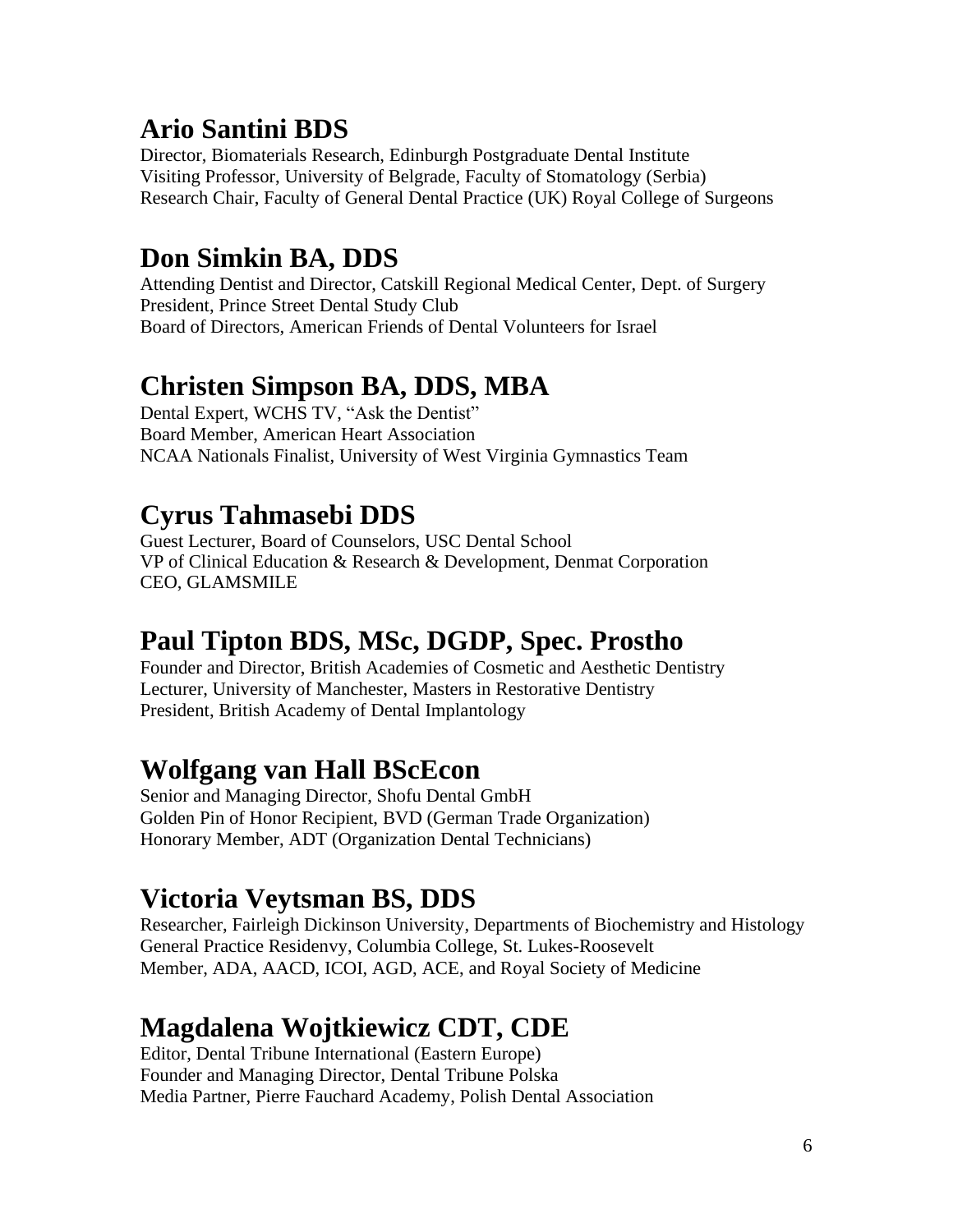## Ario Santini BDS

Director, Biomaterials Research, Edinburgh Postgraduate Dental Institute
Visiting Professor, University of Belgrade, Faculty of Stomatology (Serbia)
Research Chair, Faculty of General Dental Practice (UK) Royal College of Surgeons

## Don Simkin BA, DDS

Attending Dentist and Director, Catskill Regional Medical Center, Dept. of Surgery
President, Prince Street Dental Study Club
Board of Directors, American Friends of Dental Volunteers for Israel

## Christen Simpson BA, DDS, MBA

Dental Expert, WCHS TV, "Ask the Dentist"
Board Member, American Heart Association
NCAA Nationals Finalist, University of West Virginia Gymnastics Team

## Cyrus Tahmasebi DDS

Guest Lecturer, Board of Counselors, USC Dental School
VP of Clinical Education & Research & Development, Denmat Corporation
CEO, GLAMSMILE

## Paul Tipton BDS, MSc, DGDP, Spec. Prostho

Founder and Director, British Academies of Cosmetic and Aesthetic Dentistry
Lecturer, University of Manchester, Masters in Restorative Dentistry
President, British Academy of Dental Implantology

## Wolfgang van Hall BScEcon

Senior and Managing Director, Shofu Dental GmbH
Golden Pin of Honor Recipient, BVD (German Trade Organization)
Honorary Member, ADT (Organization Dental Technicians)

## Victoria Veytsman BS, DDS

Researcher, Fairleigh Dickinson University, Departments of Biochemistry and Histology
General Practice Residenvy, Columbia College, St. Lukes-Roosevelt
Member, ADA, AACD, ICOI, AGD, ACE, and Royal Society of Medicine

## Magdalena Wojtkiewicz CDT, CDE

Editor, Dental Tribune International (Eastern Europe)
Founder and Managing Director, Dental Tribune Polska
Media Partner, Pierre Fauchard Academy, Polish Dental Association